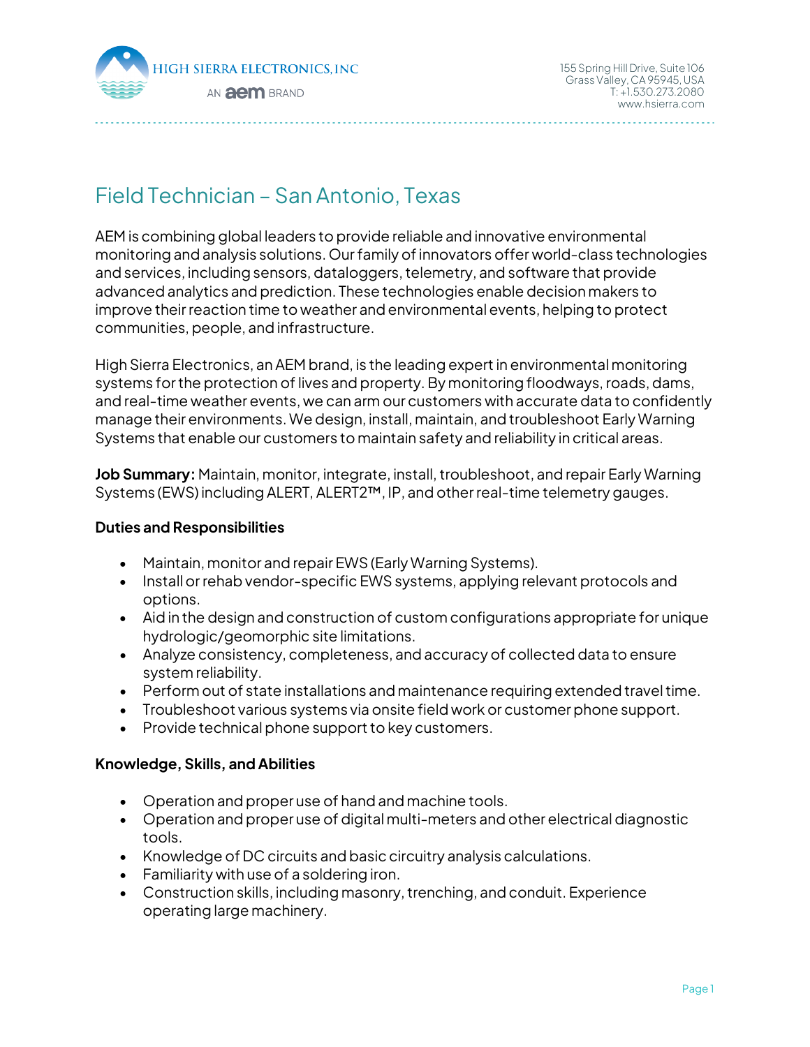HIGH SIERRA ELECTRONICS, INC

AN aem BRAND

155 Spring Hill Drive, Suite 106
Grass Valley, CA 95945, USA
T: +1.530.273.2080
www.hsierra.com

# Field Technician – San Antonio, Texas

AEM is combining global leaders to provide reliable and innovative environmental monitoring and analysis solutions. Our family of innovators offer world-class technologies and services, including sensors, dataloggers, telemetry, and software that provide advanced analytics and prediction. These technologies enable decision makers to improve their reaction time to weather and environmental events, helping to protect communities, people, and infrastructure.

High Sierra Electronics, an AEM brand, is the leading expert in environmental monitoring systems for the protection of lives and property. By monitoring floodways, roads, dams, and real-time weather events, we can arm our customers with accurate data to confidently manage their environments. We design, install, maintain, and troubleshoot Early Warning Systems that enable our customers to maintain safety and reliability in critical areas.

**Job Summary:** Maintain, monitor, integrate, install, troubleshoot, and repair Early Warning Systems (EWS) including ALERT, ALERT2™, IP, and other real-time telemetry gauges.

**Duties and Responsibilities**

- Maintain, monitor and repair EWS (Early Warning Systems).
- Install or rehab vendor-specific EWS systems, applying relevant protocols and options.
- Aid in the design and construction of custom configurations appropriate for unique hydrologic/geomorphic site limitations.
- Analyze consistency, completeness, and accuracy of collected data to ensure system reliability.
- Perform out of state installations and maintenance requiring extended travel time.
- Troubleshoot various systems via onsite field work or customer phone support.
- Provide technical phone support to key customers.

**Knowledge, Skills, and Abilities**

- Operation and proper use of hand and machine tools.
- Operation and proper use of digital multi-meters and other electrical diagnostic tools.
- Knowledge of DC circuits and basic circuitry analysis calculations.
- Familiarity with use of a soldering iron.
- Construction skills, including masonry, trenching, and conduit. Experience operating large machinery.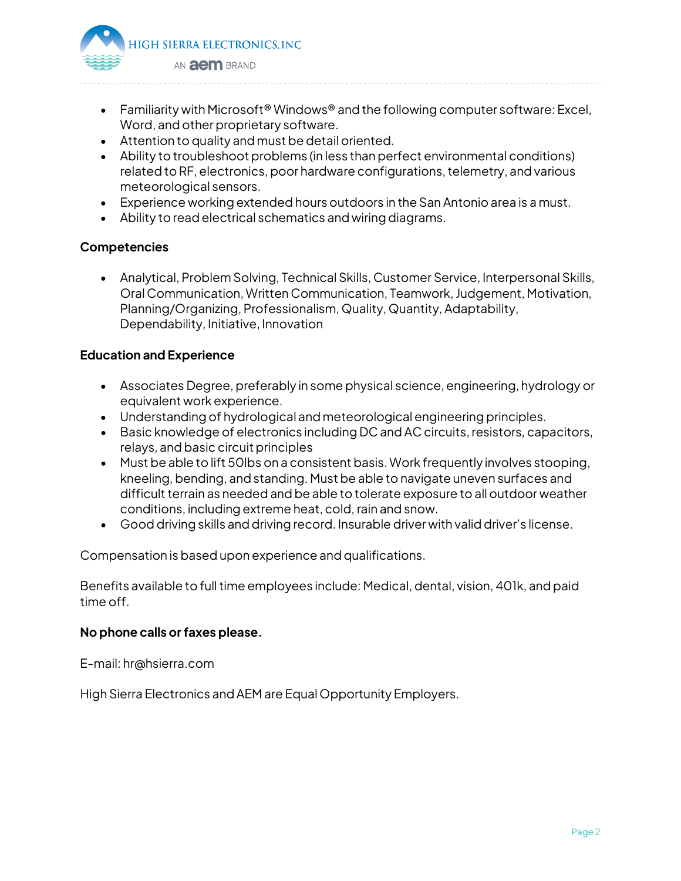- Familiarity with Microsoft® Windows® and the following computer software: Excel, Word, and other proprietary software.
- Attention to quality and must be detail oriented.
- Ability to troubleshoot problems (in less than perfect environmental conditions) related to RF, electronics, poor hardware configurations, telemetry, and various meteorological sensors.
- Experience working extended hours outdoors in the San Antonio area is a must.
- Ability to read electrical schematics and wiring diagrams.

**Competencies**

- Analytical, Problem Solving, Technical Skills, Customer Service, Interpersonal Skills, Oral Communication, Written Communication, Teamwork, Judgement, Motivation, Planning/Organizing, Professionalism, Quality, Quantity, Adaptability, Dependability, Initiative, Innovation

**Education and Experience**

- Associates Degree, preferably in some physical science, engineering, hydrology or equivalent work experience.
- Understanding of hydrological and meteorological engineering principles.
- Basic knowledge of electronics including DC and AC circuits, resistors, capacitors, relays, and basic circuit principles
- Must be able to lift 50lbs on a consistent basis. Work frequently involves stooping, kneeling, bending, and standing. Must be able to navigate uneven surfaces and difficult terrain as needed and be able to tolerate exposure to all outdoor weather conditions, including extreme heat, cold, rain and snow.
- Good driving skills and driving record. Insurable driver with valid driver's license.

Compensation is based upon experience and qualifications.

Benefits available to full time employees include: Medical, dental, vision, 401k, and paid time off.

**No phone calls or faxes please.**

E-mail: hr@hsierra.com

High Sierra Electronics and AEM are Equal Opportunity Employers.